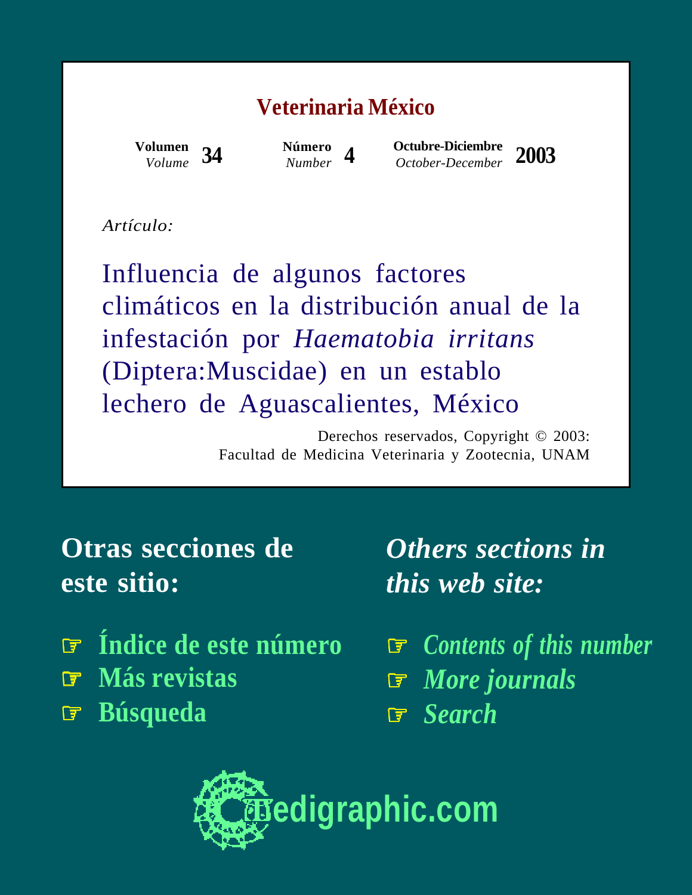# Veterinaria México

**Volumen** *Volume* **34** **Número** *Number* **4** **Octubre-Diciembre** *October-December* **2003**

*Artículo:*

## Influencia de algunos factores climáticos en la distribución anual de la infestación por *Haematobia irritans* (Diptera:Muscidae) en un establo lechero de Aguascalientes, México

Derechos reservados, Copyright © 2003:
Facultad de Medicina Veterinaria y Zootecnia, UNAM

## Otras secciones de este sitio:

- ☞ **Índice de este número**
- ☞ **Más revistas**
- ☞ **Búsqueda**

## *Others sections in this web site:*

- ☞ *Contents of this number*
- ☞ *More journals*
- ☞ *Search*

medigraphic.com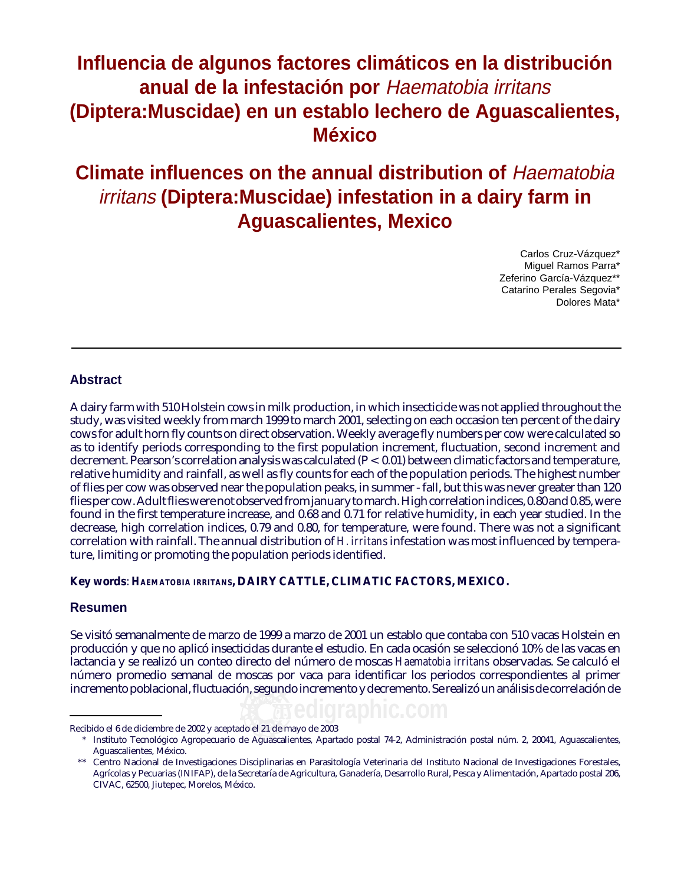# Influencia de algunos factores climáticos en la distribución anual de la infestación por *Haematobia irritans* (Diptera:Muscidae) en un establo lechero de Aguascalientes, México

# Climate influences on the annual distribution of *Haematobia irritans* (Diptera:Muscidae) infestation in a dairy farm in Aguascalientes, Mexico

Carlos Cruz-Vázquez*
Miguel Ramos Parra*
Zeferino García-Vázquez**
Catarino Perales Segovia*
Dolores Mata*

---

## Abstract

A dairy farm with 510 Holstein cows in milk production, in which insecticide was not applied throughout the study, was visited weekly from march 1999 to march 2001, selecting on each occasion ten percent of the dairy cows for adult horn fly counts on direct observation. Weekly average fly numbers per cow were calculated so as to identify periods corresponding to the first population increment, fluctuation, second increment and decrement. Pearson's correlation analysis was calculated ($P < 0.01$) between climatic factors and temperature, relative humidity and rainfall, as well as fly counts for each of the population periods. The highest number of flies per cow was observed near the population peaks, in summer - fall, but this was never greater than 120 flies per cow. Adult flies were not observed from january to march. High correlation indices, 0.80 and 0.85, were found in the first temperature increase, and 0.68 and 0.71 for relative humidity, in each year studied. In the decrease, high correlation indices, 0.79 and 0.80, for temperature, were found. There was not a significant correlation with rainfall. The annual distribution of *H. irritans* infestation was most influenced by temperature, limiting or promoting the population periods identified.

**Key words**: ***HAEMATOBIA IRRITANS*, DAIRY CATTLE, CLIMATIC FACTORS, MEXICO.**

## Resumen

Se visitó semanalmente de marzo de 1999 a marzo de 2001 un establo que contaba con 510 vacas Holstein en producción y que no aplicó insecticidas durante el estudio. En cada ocasión se seleccionó 10% de las vacas en lactancia y se realizó un conteo directo del número de moscas *Haematobia irritans* observadas. Se calculó el número promedio semanal de moscas por vaca para identificar los periodos correspondientes al primer incremento poblacional, fluctuación, segundo incremento y decremento. Se realizó un análisis de correlación de

---

Recibido el 6 de diciembre de 2002 y aceptado el 21 de mayo de 2003

\* Instituto Tecnológico Agropecuario de Aguascalientes, Apartado postal 74-2, Administración postal núm. 2, 20041, Aguascalientes, Aguascalientes, México.

\*\* Centro Nacional de Investigaciones Disciplinarias en Parasitología Veterinaria del Instituto Nacional de Investigaciones Forestales, Agrícolas y Pecuarias (INIFAP), de la Secretaría de Agricultura, Ganadería, Desarrollo Rural, Pesca y Alimentación, Apartado postal 206, CIVAC, 62500, Jiutepec, Morelos, México.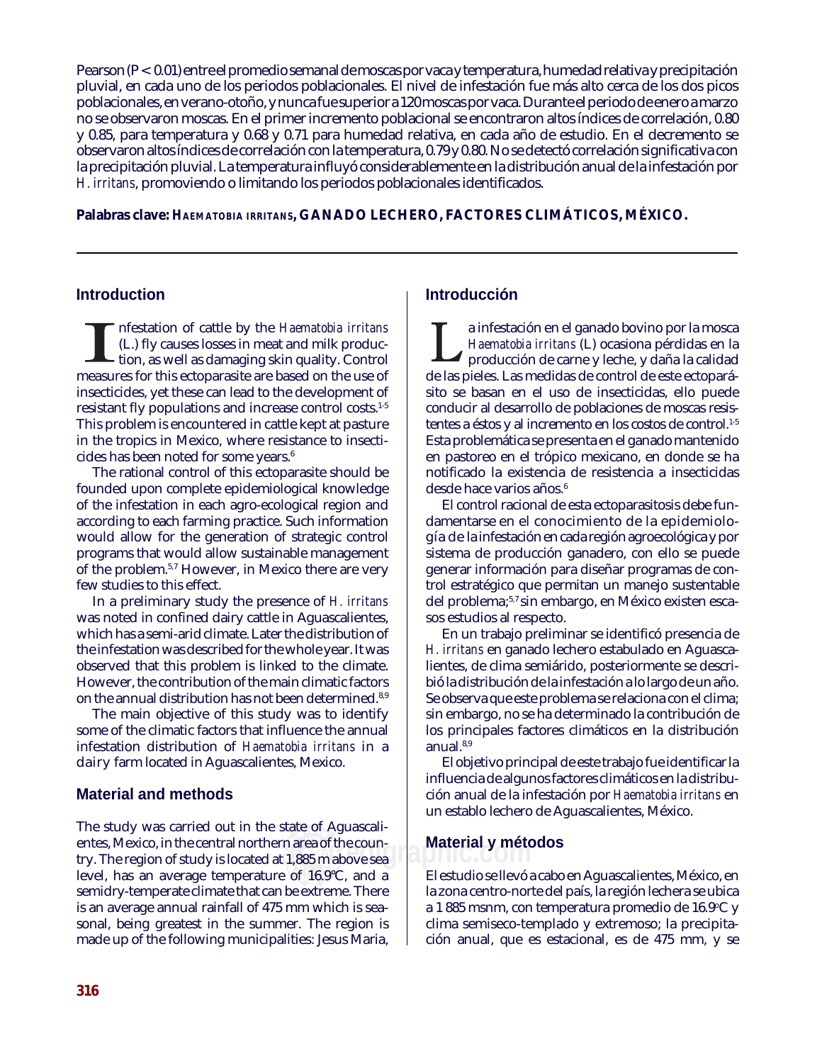Pearson ($P < 0.01$) entre el promedio semanal de moscas por vaca y temperatura, humedad relativa y precipitación pluvial, en cada uno de los periodos poblacionales. El nivel de infestación fue más alto cerca de los dos picos poblacionales, en verano-otoño, y nunca fue superior a 120 moscas por vaca. Durante el periodo de enero a marzo no se observaron moscas. En el primer incremento poblacional se encontraron altos índices de correlación, 0.80 y 0.85, para temperatura y 0.68 y 0.71 para humedad relativa, en cada año de estudio. En el decremento se observaron altos índices de correlación con la temperatura, 0.79 y 0.80. No se detectó correlación significativa con la precipitación pluvial. La temperatura influyó considerablemente en la distribución anual de la infestación por *H. irritans*, promoviendo o limitando los periodos poblacionales identificados.

**Palabras clave: *HAEMATOBIA IRRITANS*, GANADO LECHERO, FACTORES CLIMÁTICOS, MÉXICO.**

## Introduction

Infestation of cattle by the *Haematobia irritans* (L.) fly causes losses in meat and milk production, as well as damaging skin quality. Control measures for this ectoparasite are based on the use of insecticides, yet these can lead to the development of resistant fly populations and increase control costs.[1-5] This problem is encountered in cattle kept at pasture in the tropics in Mexico, where resistance to insecticides has been noted for some years.[6]

The rational control of this ectoparasite should be founded upon complete epidemiological knowledge of the infestation in each agro-ecological region and according to each farming practice. Such information would allow for the generation of strategic control programs that would allow sustainable management of the problem.[5,7] However, in Mexico there are very few studies to this effect.

In a preliminary study the presence of *H. irritans* was noted in confined dairy cattle in Aguascalientes, which has a semi-arid climate. Later the distribution of the infestation was described for the whole year. It was observed that this problem is linked to the climate. However, the contribution of the main climatic factors on the annual distribution has not been determined.[8,9]

The main objective of this study was to identify some of the climatic factors that influence the annual infestation distribution of *Haematobia irritans* in a dairy farm located in Aguascalientes, Mexico.

## Material and methods

The study was carried out in the state of Aguascalientes, Mexico, in the central northern area of the country. The region of study is located at 1,885 m above sea level, has an average temperature of 16.9°C, and a semidry-temperate climate that can be extreme. There is an average annual rainfall of 475 mm which is seasonal, being greatest in the summer. The region is made up of the following municipalities: Jesus Maria,

## Introducción

La infestación en el ganado bovino por la mosca *Haematobia irritans* (L) ocasiona pérdidas en la producción de carne y leche, y daña la calidad de las pieles. Las medidas de control de este ectoparásito se basan en el uso de insecticidas, ello puede conducir al desarrollo de poblaciones de moscas resistentes a éstos y al incremento en los costos de control.[1-5] Esta problemática se presenta en el ganado mantenido en pastoreo en el trópico mexicano, en donde se ha notificado la existencia de resistencia a insecticidas desde hace varios años.[6]

El control racional de esta ectoparasitosis debe fundamentarse en el conocimiento de la epidemiología de la infestación en cada región agroecológica y por sistema de producción ganadero, con ello se puede generar información para diseñar programas de control estratégico que permitan un manejo sustentable del problema;[5,7] sin embargo, en México existen escasos estudios al respecto.

En un trabajo preliminar se identificó presencia de *H. irritans* en ganado lechero estabulado en Aguascalientes, de clima semiárido, posteriormente se describió la distribución de la infestación a lo largo de un año. Se observa que este problema se relaciona con el clima; sin embargo, no se ha determinado la contribución de los principales factores climáticos en la distribución anual.[8,9]

El objetivo principal de este trabajo fue identificar la influencia de algunos factores climáticos en la distribución anual de la infestación por *Haematobia irritans* en un establo lechero de Aguascalientes, México.

## Material y métodos

El estudio se llevó a cabo en Aguascalientes, México, en la zona centro-norte del país, la región lechera se ubica a 1 885 msnm, con temperatura promedio de 16.9°C y clima semiseco-templado y extremoso; la precipitación anual, que es estacional, es de 475 mm, y se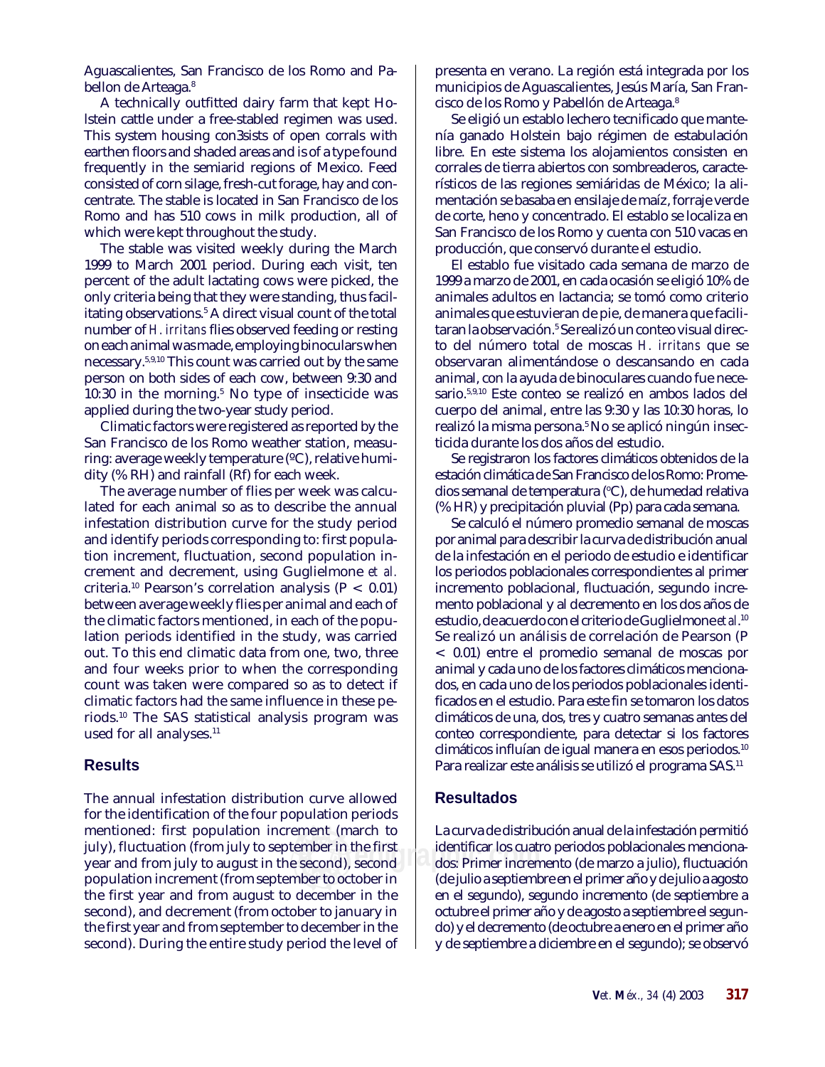Aguascalientes, San Francisco de los Romo and Pabellon de Arteaga.[8]

A technically outfitted dairy farm that kept Holstein cattle under a free-stabled regimen was used. This system housing con3sists of open corrals with earthen floors and shaded areas and is of a type found frequently in the semiarid regions of Mexico. Feed consisted of corn silage, fresh-cut forage, hay and concentrate. The stable is located in San Francisco de los Romo and has 510 cows in milk production, all of which were kept throughout the study.

The stable was visited weekly during the March 1999 to March 2001 period. During each visit, ten percent of the adult lactating cows were picked, the only criteria being that they were standing, thus facilitating observations.[5] A direct visual count of the total number of *H. irritans* flies observed feeding or resting on each animal was made, employing binoculars when necessary.[5,9,10] This count was carried out by the same person on both sides of each cow, between 9:30 and 10:30 in the morning.[5] No type of insecticide was applied during the two-year study period.

Climatic factors were registered as reported by the San Francisco de los Romo weather station, measuring: average weekly temperature (ºC), relative humidity (% RH) and rainfall (Rf) for each week.

The average number of flies per week was calculated for each animal so as to describe the annual infestation distribution curve for the study period and identify periods corresponding to: first population increment, fluctuation, second population increment and decrement, using Guglielmone *et al.* criteria.[10] Pearson's correlation analysis ($P < 0.01$) between average weekly flies per animal and each of the climatic factors mentioned, in each of the population periods identified in the study, was carried out. To this end climatic data from one, two, three and four weeks prior to when the corresponding count was taken were compared so as to detect if climatic factors had the same influence in these periods.[10] The SAS statistical analysis program was used for all analyses.[11]

## Results

The annual infestation distribution curve allowed for the identification of the four population periods mentioned: first population increment (march to july), fluctuation (from july to september in the first year and from july to august in the second), second population increment (from september to october in the first year and from august to december in the second), and decrement (from october to january in the first year and from september to december in the second). During the entire study period the level of

presenta en verano. La región está integrada por los municipios de Aguascalientes, Jesús María, San Francisco de los Romo y Pabellón de Arteaga.[8]

Se eligió un establo lechero tecnificado que mantenía ganado Holstein bajo régimen de estabulación libre. En este sistema los alojamientos consisten en corrales de tierra abiertos con sombreaderos, característicos de las regiones semiáridas de México; la alimentación se basaba en ensilaje de maíz, forraje verde de corte, heno y concentrado. El establo se localiza en San Francisco de los Romo y cuenta con 510 vacas en producción, que conservó durante el estudio.

El establo fue visitado cada semana de marzo de 1999 a marzo de 2001, en cada ocasión se eligió 10% de animales adultos en lactancia; se tomó como criterio animales que estuvieran de pie, de manera que facilitaran la observación.[5] Se realizó un conteo visual directo del número total de moscas *H. irritans* que se observaran alimentándose o descansando en cada animal, con la ayuda de binoculares cuando fue necesario.[5,9,10] Este conteo se realizó en ambos lados del cuerpo del animal, entre las 9:30 y las 10:30 horas, lo realizó la misma persona.[5] No se aplicó ningún insecticida durante los dos años del estudio.

Se registraron los factores climáticos obtenidos de la estación climática de San Francisco de los Romo: Promedios semanal de temperatura (ºC), de humedad relativa (% HR) y precipitación pluvial (Pp) para cada semana.

Se calculó el número promedio semanal de moscas por animal para describir la curva de distribución anual de la infestación en el periodo de estudio e identificar los periodos poblacionales correspondientes al primer incremento poblacional, fluctuación, segundo incremento poblacional y al decremento en los dos años de estudio, de acuerdo con el criterio de Guglielmone *et al*.[10] Se realizó un análisis de correlación de Pearson ($P < 0.01$) entre el promedio semanal de moscas por animal y cada uno de los factores climáticos mencionados, en cada uno de los periodos poblacionales identificados en el estudio. Para este fin se tomaron los datos climáticos de una, dos, tres y cuatro semanas antes del conteo correspondiente, para detectar si los factores climáticos influían de igual manera en esos periodos.[10] Para realizar este análisis se utilizó el programa SAS.[11]

## Resultados

La curva de distribución anual de la infestación permitió identificar los cuatro periodos poblacionales mencionados: Primer incremento (de marzo a julio), fluctuación (de julio a septiembre en el primer año y de julio a agosto en el segundo), segundo incremento (de septiembre a octubre el primer año y de agosto a septiembre el segundo) y el decremento (de octubre a enero en el primer año y de septiembre a diciembre en el segundo); se observó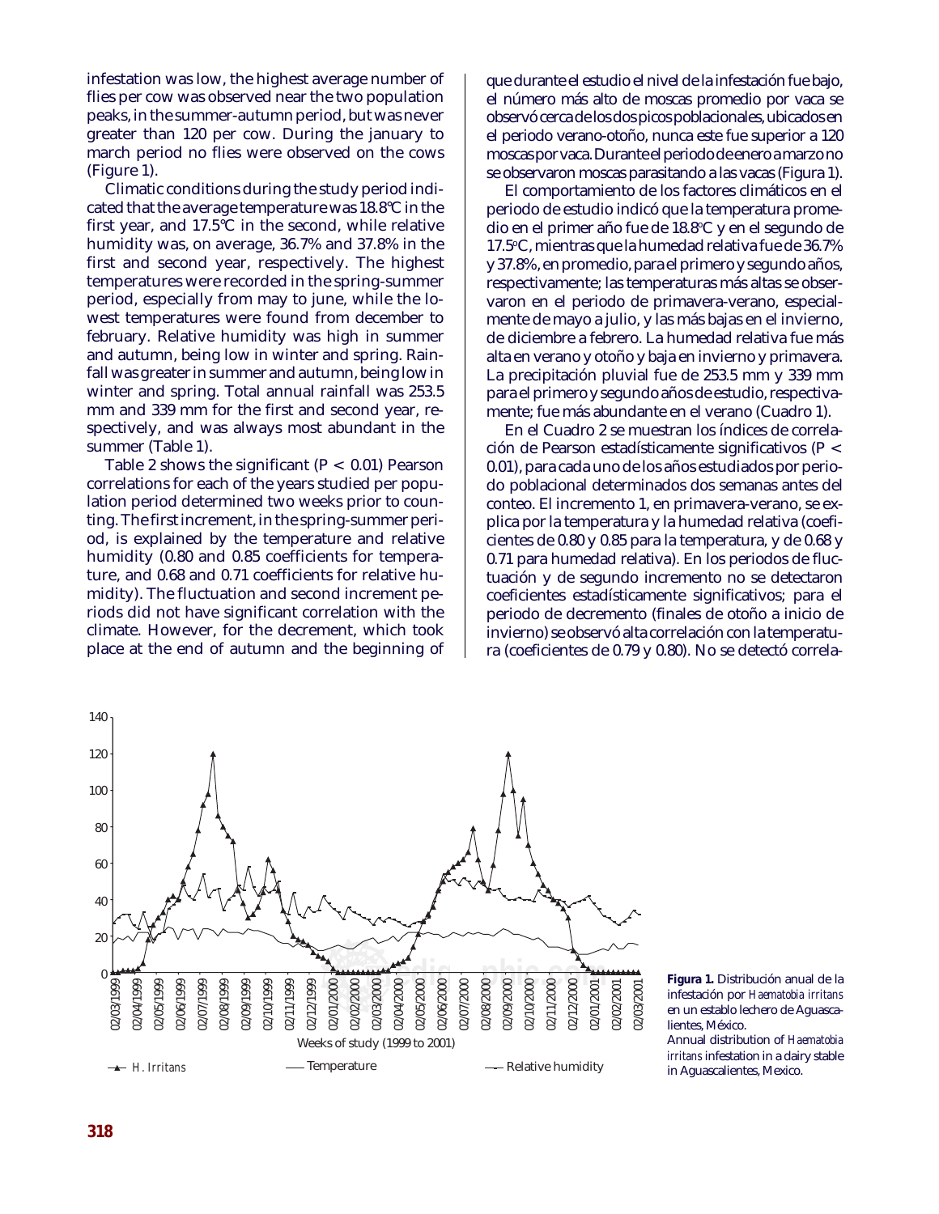infestation was low, the highest average number of flies per cow was observed near the two population peaks, in the summer-autumn period, but was never greater than 120 per cow. During the january to march period no flies were observed on the cows (Figure 1).

Climatic conditions during the study period indicated that the average temperature was 18.8°C in the first year, and 17.5°C in the second, while relative humidity was, on average, 36.7% and 37.8% in the first and second year, respectively. The highest temperatures were recorded in the spring-summer period, especially from may to june, while the lowest temperatures were found from december to february. Relative humidity was high in summer and autumn, being low in winter and spring. Rainfall was greater in summer and autumn, being low in winter and spring. Total annual rainfall was 253.5 mm and 339 mm for the first and second year, respectively, and was always most abundant in the summer (Table 1).

Table 2 shows the significant ($P < 0.01$) Pearson correlations for each of the years studied per population period determined two weeks prior to counting. The first increment, in the spring-summer period, is explained by the temperature and relative humidity (0.80 and 0.85 coefficients for temperature, and 0.68 and 0.71 coefficients for relative humidity). The fluctuation and second increment periods did not have significant correlation with the climate. However, for the decrement, which took place at the end of autumn and the beginning of

que durante el estudio el nivel de la infestación fue bajo, el número más alto de moscas promedio por vaca se observó cerca de los dos picos poblacionales, ubicados en el periodo verano-otoño, nunca este fue superior a 120 moscas por vaca. Durante el periodo de enero a marzo no se observaron moscas parasitando a las vacas (Figura 1).

El comportamiento de los factores climáticos en el periodo de estudio indicó que la temperatura promedio en el primer año fue de 18.8°C y en el segundo de 17.5°C, mientras que la humedad relativa fue de 36.7% y 37.8%, en promedio, para el primero y segundo años, respectivamente; las temperaturas más altas se observaron en el periodo de primavera-verano, especialmente de mayo a julio, y las más bajas en el invierno, de diciembre a febrero. La humedad relativa fue más alta en verano y otoño y baja en invierno y primavera. La precipitación pluvial fue de 253.5 mm y 339 mm para el primero y segundo años de estudio, respectivamente; fue más abundante en el verano (Cuadro 1).

En el Cuadro 2 se muestran los índices de correlación de Pearson estadísticamente significativos ($P < 0.01$), para cada uno de los años estudiados por periodo poblacional determinados dos semanas antes del conteo. El incremento 1, en primavera-verano, se explica por la temperatura y la humedad relativa (coeficientes de 0.80 y 0.85 para la temperatura, y de 0.68 y 0.71 para humedad relativa). En los periodos de fluctuación y de segundo incremento no se detectaron coeficientes estadísticamente significativos; para el periodo de decremento (finales de otoño a inicio de invierno) se observó alta correlación con la temperatura (coeficientes de 0.79 y 0.80). No se detectó correla-

140
120
100
80
60
40
20
0
02/03/1999 02/04/1999 02/05/1999 02/06/1999 02/07/1999 02/08/1999 02/09/1999 02/10/1999 02/11/1999 02/12/1999 02/01/2000 02/02/2000 02/03/2000 02/04/2000 02/05/2000 02/06/2000 02/07/2000 02/08/2000 02/09/2000 02/10/2000 02/11/2000 02/12/2000 02/01/2001 02/02/2001 02/03/2001
Weeks of study (1999 to 2001)
*H. Irritans* — Temperature — Relative humidity

**Figura 1.** Distribución anual de la infestación por *Haematobia irritans* en un establo lechero de Aguascalientes, México.
Annual distribution of *Haematobia irritans* infestation in a dairy stable in Aguascalientes, Mexico.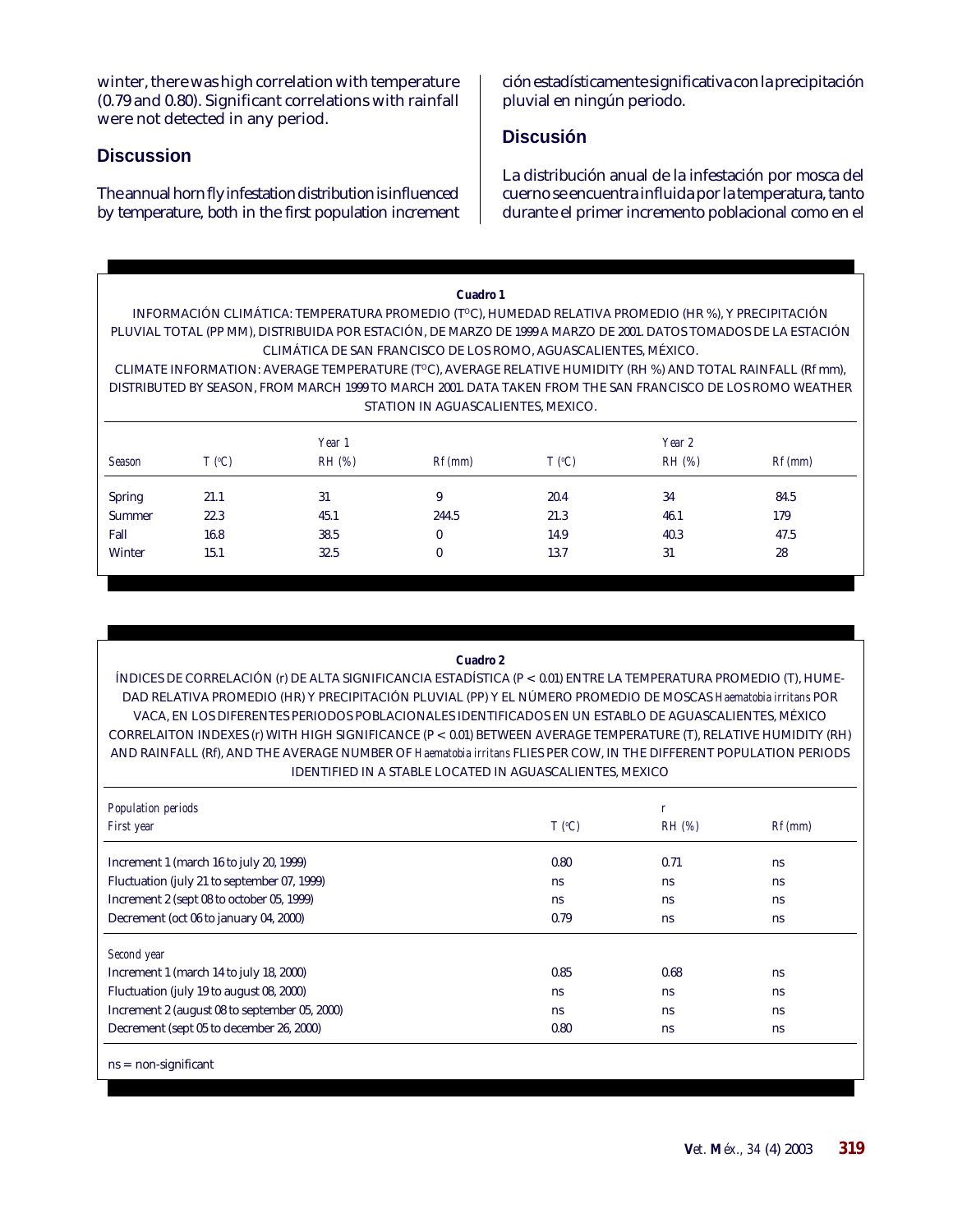winter, there was high correlation with temperature (0.79 and 0.80). Significant correlations with rainfall were not detected in any period.

## Discussion

The annual horn fly infestation distribution is influenced by temperature, both in the first population increment

ción estadísticamente significativa con la precipitación pluvial en ningún periodo.

## Discusión

La distribución anual de la infestación por mosca del cuerno se encuentra influida por la temperatura, tanto durante el primer incremento poblacional como en el

**Cuadro 1**

INFORMACIÓN CLIMÁTICA: TEMPERATURA PROMEDIO (T°C), HUMEDAD RELATIVA PROMEDIO (HR %), Y PRECIPITACIÓN PLUVIAL TOTAL (PP MM), DISTRIBUIDA POR ESTACIÓN, DE MARZO DE 1999 A MARZO DE 2001. DATOS TOMADOS DE LA ESTACIÓN CLIMÁTICA DE SAN FRANCISCO DE LOS ROMO, AGUASCALIENTES, MÉXICO.

CLIMATE INFORMATION: AVERAGE TEMPERATURE (T°C), AVERAGE RELATIVE HUMIDITY (RH %) AND TOTAL RAINFALL (Rf mm), DISTRIBUTED BY SEASON, FROM MARCH 1999 TO MARCH 2001. DATA TAKEN FROM THE SAN FRANCISCO DE LOS ROMO WEATHER STATION IN AGUASCALIENTES, MEXICO.

| | Year 1 | | | Year 2 | | |
|---|---|---|---|---|---|---|
| *Season* | *T (°C)* | *RH (%)* | *Rf (mm)* | *T (°C)* | *RH (%)* | *Rf (mm)* |
| Spring | 21.1 | 31 | 9 | 20.4 | 34 | 84.5 |
| Summer | 22.3 | 45.1 | 244.5 | 21.3 | 46.1 | 179 |
| Fall | 16.8 | 38.5 | 0 | 14.9 | 40.3 | 47.5 |
| Winter | 15.1 | 32.5 | 0 | 13.7 | 31 | 28 |

**Cuadro 2**

ÍNDICES DE CORRELACIÓN (r) DE ALTA SIGNIFICANCIA ESTADÍSTICA ($P < 0.01$) ENTRE LA TEMPERATURA PROMEDIO (T), HUMEDAD RELATIVA PROMEDIO (HR) Y PRECIPITACIÓN PLUVIAL (PP) Y EL NÚMERO PROMEDIO DE MOSCAS *Haematobia irritans* POR VACA, EN LOS DIFERENTES PERIODOS POBLACIONALES IDENTIFICADOS EN UN ESTABLO DE AGUASCALIENTES, MÉXICO

CORRELAITON INDEXES (r) WITH HIGH SIGNIFICANCE ($P < 0.01$) BETWEEN AVERAGE TEMPERATURE (T), RELATIVE HUMIDITY (RH) AND RAINFALL (Rf), AND THE AVERAGE NUMBER OF *Haematobia irritans* FLIES PER COW, IN THE DIFFERENT POPULATION PERIODS IDENTIFIED IN A STABLE LOCATED IN AGUASCALIENTES, MEXICO

| *Population periods* | | *r* | |
|---|---|---|---|
| *First year* | *T (°C)* | *RH (%)* | *Rf (mm)* |
| Increment 1 (march 16 to july 20, 1999) | 0.80 | 0.71 | ns |
| Fluctuation (july 21 to september 07, 1999) | ns | ns | ns |
| Increment 2 (sept 08 to october 05, 1999) | ns | ns | ns |
| Decrement (oct 06 to january 04, 2000) | 0.79 | ns | ns |
| *Second year* | | | |
| Increment 1 (march 14 to july 18, 2000) | 0.85 | 0.68 | ns |
| Fluctuation (july 19 to august 08, 2000) | ns | ns | ns |
| Increment 2 (august 08 to september 05, 2000) | ns | ns | ns |
| Decrement (sept 05 to december 26, 2000) | 0.80 | ns | ns |

ns = non-significant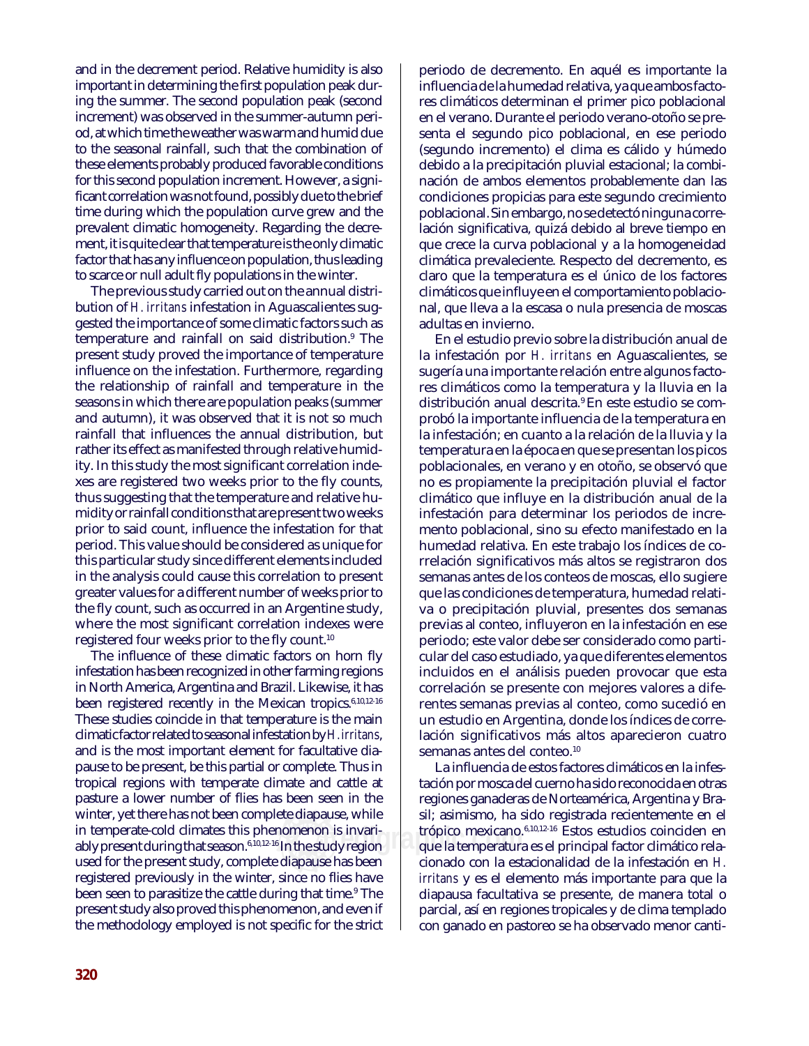and in the decrement period. Relative humidity is also important in determining the first population peak during the summer. The second population peak (second increment) was observed in the summer-autumn period, at which time the weather was warm and humid due to the seasonal rainfall, such that the combination of these elements probably produced favorable conditions for this second population increment. However, a significant correlation was not found, possibly due to the brief time during which the population curve grew and the prevalent climatic homogeneity. Regarding the decrement, it is quite clear that temperature is the only climatic factor that has any influence on population, thus leading to scarce or null adult fly populations in the winter.

The previous study carried out on the annual distribution of *H. irritans* infestation in Aguascalientes suggested the importance of some climatic factors such as temperature and rainfall on said distribution.[9] The present study proved the importance of temperature influence on the infestation. Furthermore, regarding the relationship of rainfall and temperature in the seasons in which there are population peaks (summer and autumn), it was observed that it is not so much rainfall that influences the annual distribution, but rather its effect as manifested through relative humidity. In this study the most significant correlation indexes are registered two weeks prior to the fly counts, thus suggesting that the temperature and relative humidity or rainfall conditions that are present two weeks prior to said count, influence the infestation for that period. This value should be considered as unique for this particular study since different elements included in the analysis could cause this correlation to present greater values for a different number of weeks prior to the fly count, such as occurred in an Argentine study, where the most significant correlation indexes were registered four weeks prior to the fly count.[10]

The influence of these climatic factors on horn fly infestation has been recognized in other farming regions in North America, Argentina and Brazil. Likewise, it has been registered recently in the Mexican tropics.[6,10,12-16] These studies coincide in that temperature is the main climatic factor related to seasonal infestation by *H. irritans*, and is the most important element for facultative diapause to be present, be this partial or complete. Thus in tropical regions with temperate climate and cattle at pasture a lower number of flies has been seen in the winter, yet there has not been complete diapause, while in temperate-cold climates this phenomenon is invariably present during that season.[6,10,12-16] In the study region used for the present study, complete diapause has been registered previously in the winter, since no flies have been seen to parasitize the cattle during that time.[9] The present study also proved this phenomenon, and even if the methodology employed is not specific for the strict

periodo de decremento. En aquél es importante la influencia de la humedad relativa, ya que ambos factores climáticos determinan el primer pico poblacional en el verano. Durante el periodo verano-otoño se presenta el segundo pico poblacional, en ese periodo (segundo incremento) el clima es cálido y húmedo debido a la precipitación pluvial estacional; la combinación de ambos elementos probablemente dan las condiciones propicias para este segundo crecimiento poblacional. Sin embargo, no se detectó ninguna correlación significativa, quizá debido al breve tiempo en que crece la curva poblacional y a la homogeneidad climática prevaleciente. Respecto del decremento, es claro que la temperatura es el único de los factores climáticos que influye en el comportamiento poblacional, que lleva a la escasa o nula presencia de moscas adultas en invierno.

En el estudio previo sobre la distribución anual de la infestación por *H. irritans* en Aguascalientes, se sugería una importante relación entre algunos factores climáticos como la temperatura y la lluvia en la distribución anual descrita.[9] En este estudio se comprobó la importante influencia de la temperatura en la infestación; en cuanto a la relación de la lluvia y la temperatura en la época en que se presentan los picos poblacionales, en verano y en otoño, se observó que no es propiamente la precipitación pluvial el factor climático que influye en la distribución anual de la infestación para determinar los periodos de incremento poblacional, sino su efecto manifestado en la humedad relativa. En este trabajo los índices de correlación significativos más altos se registraron dos semanas antes de los conteos de moscas, ello sugiere que las condiciones de temperatura, humedad relativa o precipitación pluvial, presentes dos semanas previas al conteo, influyeron en la infestación en ese periodo; este valor debe ser considerado como particular del caso estudiado, ya que diferentes elementos incluidos en el análisis pueden provocar que esta correlación se presente con mejores valores a diferentes semanas previas al conteo, como sucedió en un estudio en Argentina, donde los índices de correlación significativos más altos aparecieron cuatro semanas antes del conteo.[10]

La influencia de estos factores climáticos en la infestación por mosca del cuerno ha sido reconocida en otras regiones ganaderas de Norteamérica, Argentina y Brasil; asimismo, ha sido registrada recientemente en el trópico mexicano.[6,10,12-16] Estos estudios coinciden en que la temperatura es el principal factor climático relacionado con la estacionalidad de la infestación en *H. irritans* y es el elemento más importante para que la diapausa facultativa se presente, de manera total o parcial, así en regiones tropicales y de clima templado con ganado en pastoreo se ha observado menor canti-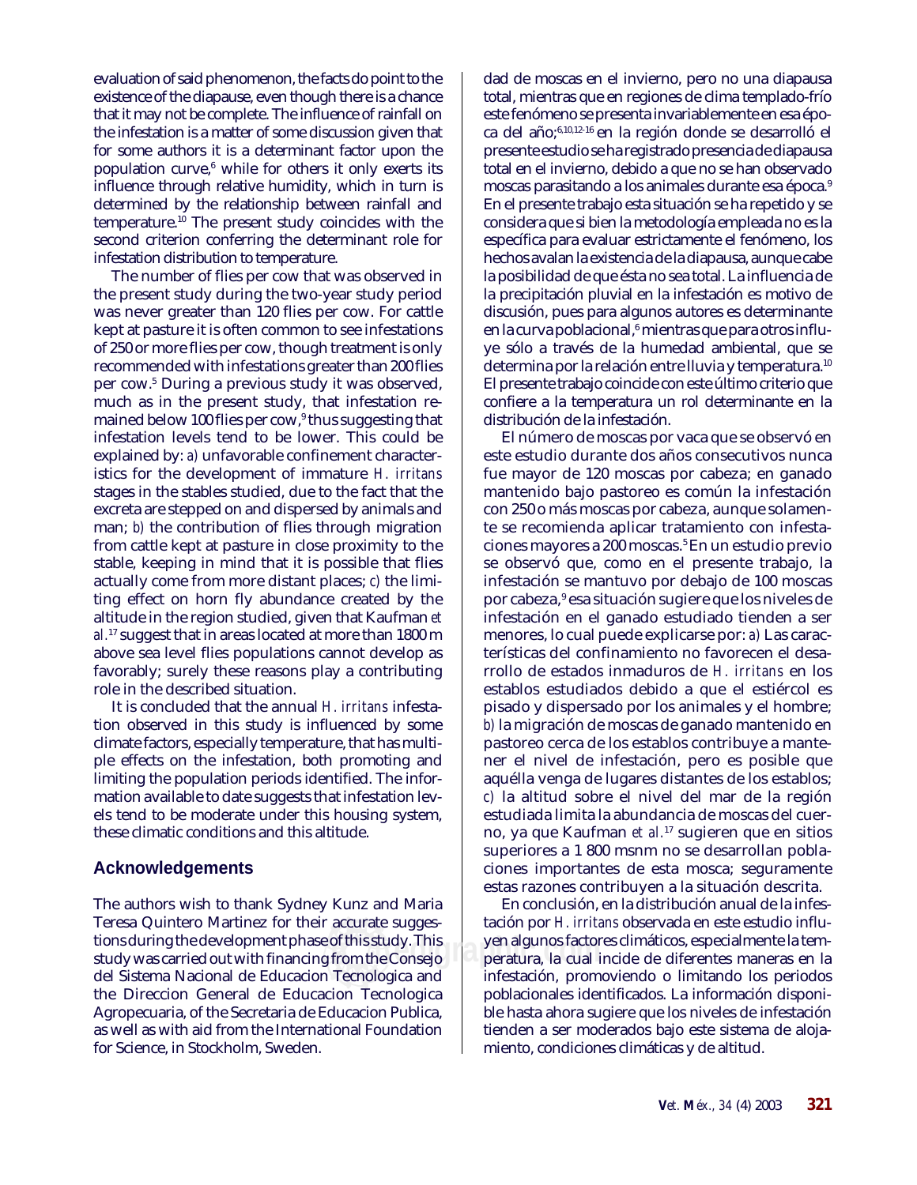evaluation of said phenomenon, the facts do point to the existence of the diapause, even though there is a chance that it may not be complete. The influence of rainfall on the infestation is a matter of some discussion given that for some authors it is a determinant factor upon the population curve,[6] while for others it only exerts its influence through relative humidity, which in turn is determined by the relationship between rainfall and temperature.[10] The present study coincides with the second criterion conferring the determinant role for infestation distribution to temperature.

The number of flies per cow that was observed in the present study during the two-year study period was never greater than 120 flies per cow. For cattle kept at pasture it is often common to see infestations of 250 or more flies per cow, though treatment is only recommended with infestations greater than 200 flies per cow.[5] During a previous study it was observed, much as in the present study, that infestation remained below 100 flies per cow,[9] thus suggesting that infestation levels tend to be lower. This could be explained by: *a)* unfavorable confinement characteristics for the development of immature *H. irritans* stages in the stables studied, due to the fact that the excreta are stepped on and dispersed by animals and man; *b)* the contribution of flies through migration from cattle kept at pasture in close proximity to the stable, keeping in mind that it is possible that flies actually come from more distant places; *c)* the limiting effect on horn fly abundance created by the altitude in the region studied, given that Kaufman *et al.*[17] suggest that in areas located at more than 1800 m above sea level flies populations cannot develop as favorably; surely these reasons play a contributing role in the described situation.

It is concluded that the annual *H. irritans* infestation observed in this study is influenced by some climate factors, especially temperature, that has multiple effects on the infestation, both promoting and limiting the population periods identified. The information available to date suggests that infestation levels tend to be moderate under this housing system, these climatic conditions and this altitude.

## Acknowledgements

The authors wish to thank Sydney Kunz and Maria Teresa Quintero Martinez for their accurate suggestions during the development phase of this study. This study was carried out with financing from the Consejo del Sistema Nacional de Educacion Tecnologica and the Direccion General de Educacion Tecnologica Agropecuaria, of the Secretaria de Educacion Publica, as well as with aid from the International Foundation for Science, in Stockholm, Sweden.

dad de moscas en el invierno, pero no una diapausa total, mientras que en regiones de clima templado-frío este fenómeno se presenta invariablemente en esa época del año;[6,10,12-16] en la región donde se desarrolló el presente estudio se ha registrado presencia de diapausa total en el invierno, debido a que no se han observado moscas parasitando a los animales durante esa época.[9] En el presente trabajo esta situación se ha repetido y se considera que si bien la metodología empleada no es la específica para evaluar estrictamente el fenómeno, los hechos avalan la existencia de la diapausa, aunque cabe la posibilidad de que ésta no sea total. La influencia de la precipitación pluvial en la infestación es motivo de discusión, pues para algunos autores es determinante en la curva poblacional,[6] mientras que para otros influye sólo a través de la humedad ambiental, que se determina por la relación entre lluvia y temperatura.[10] El presente trabajo coincide con este último criterio que confiere a la temperatura un rol determinante en la distribución de la infestación.

El número de moscas por vaca que se observó en este estudio durante dos años consecutivos nunca fue mayor de 120 moscas por cabeza; en ganado mantenido bajo pastoreo es común la infestación con 250 o más moscas por cabeza, aunque solamente se recomienda aplicar tratamiento con infestaciones mayores a 200 moscas.[5] En un estudio previo se observó que, como en el presente trabajo, la infestación se mantuvo por debajo de 100 moscas por cabeza,[9] esa situación sugiere que los niveles de infestación en el ganado estudiado tienden a ser menores, lo cual puede explicarse por: *a)* Las características del confinamiento no favorecen el desarrollo de estados inmaduros de *H. irritans* en los establos estudiados debido a que el estiércol es pisado y dispersado por los animales y el hombre; *b)* la migración de moscas de ganado mantenido en pastoreo cerca de los establos contribuye a mantener el nivel de infestación, pero es posible que aquélla venga de lugares distantes de los establos; *c)* la altitud sobre el nivel del mar de la región estudiada limita la abundancia de moscas del cuerno, ya que Kaufman *et al.*[17] sugieren que en sitios superiores a 1 800 msnm no se desarrollan poblaciones importantes de esta mosca; seguramente estas razones contribuyen a la situación descrita.

En conclusión, en la distribución anual de la infestación por *H. irritans* observada en este estudio influyen algunos factores climáticos, especialmente la temperatura, la cual incide de diferentes maneras en la infestación, promoviendo o limitando los periodos poblacionales identificados. La información disponible hasta ahora sugiere que los niveles de infestación tienden a ser moderados bajo este sistema de alojamiento, condiciones climáticas y de altitud.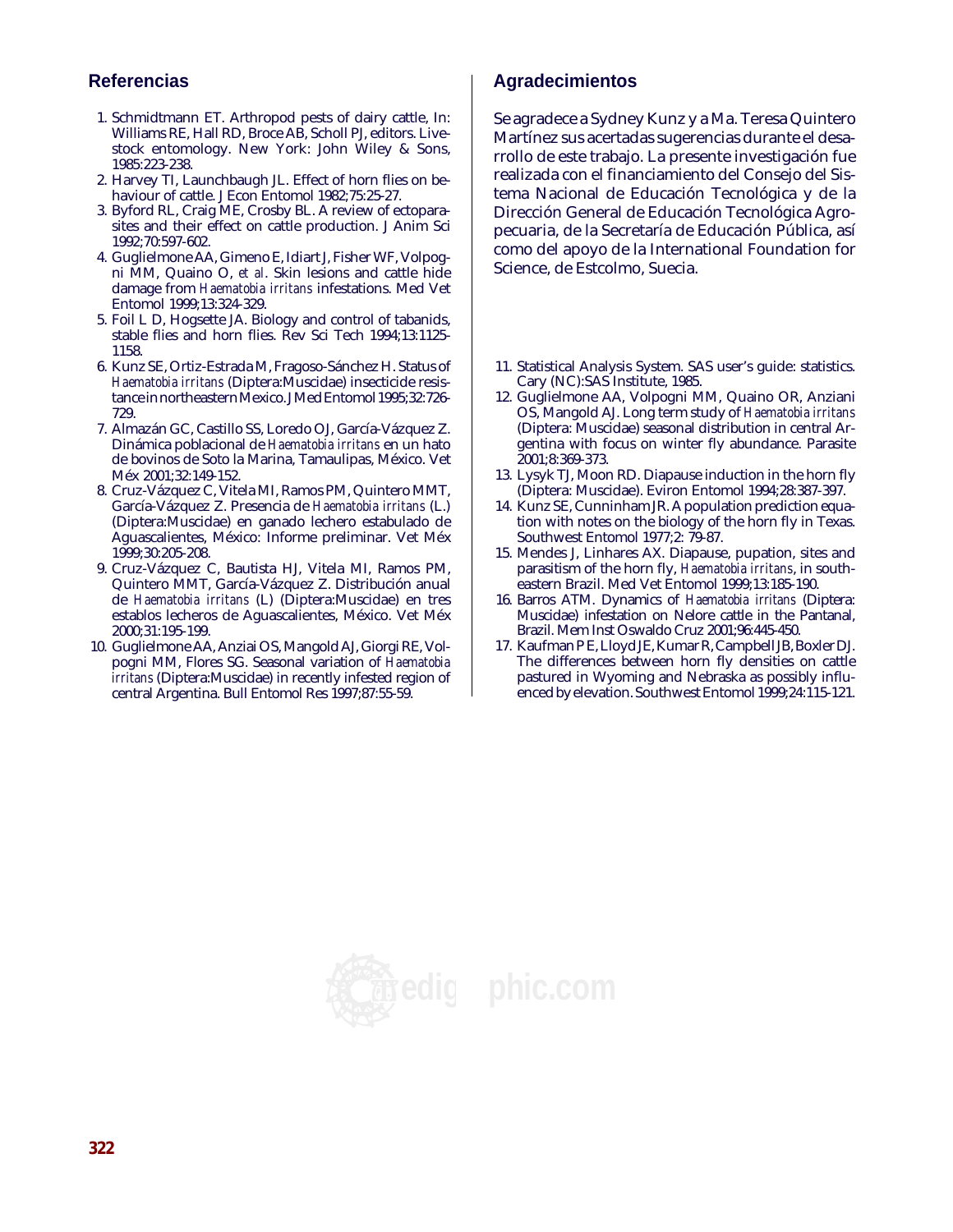## Referencias

1. Schmidtmann ET. Arthropod pests of dairy cattle, In: Williams RE, Hall RD, Broce AB, Scholl PJ, editors. Livestock entomology. New York: John Wiley & Sons, 1985:223-238.
2. Harvey TI, Launchbaugh JL. Effect of horn flies on behaviour of cattle. J Econ Entomol 1982;75:25-27.
3. Byford RL, Craig ME, Crosby BL. A review of ectoparasites and their effect on cattle production. J Anim Sci 1992;70:597-602.
4. Guglielmone AA, Gimeno E, Idiart J, Fisher WF, Volpogni MM, Quaino O, *et al*. Skin lesions and cattle hide damage from *Haematobia irritans* infestations. Med Vet Entomol 1999;13:324-329.
5. Foil L D, Hogsette JA. Biology and control of tabanids, stable flies and horn flies. Rev Sci Tech 1994;13:1125-1158.
6. Kunz SE, Ortiz-Estrada M, Fragoso-Sánchez H. Status of *Haematobia irritans* (Diptera:Muscidae) insecticide resistance in northeastern Mexico. J Med Entomol 1995;32:726-729.
7. Almazán GC, Castillo SS, Loredo OJ, García-Vázquez Z. Dinámica poblacional de *Haematobia irritans* en un hato de bovinos de Soto la Marina, Tamaulipas, México. Vet Méx 2001;32:149-152.
8. Cruz-Vázquez C, Vitela MI, Ramos PM, Quintero MMT, García-Vázquez Z. Presencia de *Haematobia irritans* (L.) (Diptera:Muscidae) en ganado lechero estabulado de Aguascalientes, México: Informe preliminar. Vet Méx 1999;30:205-208.
9. Cruz-Vázquez C, Bautista HJ, Vitela MI, Ramos PM, Quintero MMT, García-Vázquez Z. Distribución anual de *Haematobia irritans* (L) (Diptera:Muscidae) en tres establos lecheros de Aguascalientes, México. Vet Méx 2000;31:195-199.
10. Guglielmone AA, Anziai OS, Mangold AJ, Giorgi RE, Volpogni MM, Flores SG. Seasonal variation of *Haematobia irritans* (Diptera:Muscidae) in recently infested region of central Argentina. Bull Entomol Res 1997;87:55-59.
11. Statistical Analysis System. SAS user's guide: statistics. Cary (NC):SAS Institute, 1985.
12. Guglielmone AA, Volpogni MM, Quaino OR, Anziani OS, Mangold AJ. Long term study of *Haematobia irritans* (Diptera: Muscidae) seasonal distribution in central Argentina with focus on winter fly abundance. Parasite 2001;8:369-373.
13. Lysyk TJ, Moon RD. Diapause induction in the horn fly (Diptera: Muscidae). Eviron Entomol 1994;28:387-397.
14. Kunz SE, Cunninham JR. A population prediction equation with notes on the biology of the horn fly in Texas. Southwest Entomol 1977;2: 79-87.
15. Mendes J, Linhares AX. Diapause, pupation, sites and parasitism of the horn fly, *Haematobia irritans*, in southeastern Brazil. Med Vet Entomol 1999;13:185-190.
16. Barros ATM. Dynamics of *Haematobia irritans* (Diptera: Muscidae) infestation on Nelore cattle in the Pantanal, Brazil. Mem Inst Oswaldo Cruz 2001;96:445-450.
17. Kaufman P E, Lloyd JE, Kumar R, Campbell JB, Boxler DJ. The differences between horn fly densities on cattle pastured in Wyoming and Nebraska as possibly influenced by elevation. Southwest Entomol 1999;24:115-121.

## Agradecimientos

Se agradece a Sydney Kunz y a Ma. Teresa Quintero Martínez sus acertadas sugerencias durante el desarrollo de este trabajo. La presente investigación fue realizada con el financiamiento del Consejo del Sistema Nacional de Educación Tecnológica y de la Dirección General de Educación Tecnológica Agropecuaria, de la Secretaría de Educación Pública, así como del apoyo de la International Foundation for Science, de Estcolmo, Suecia.